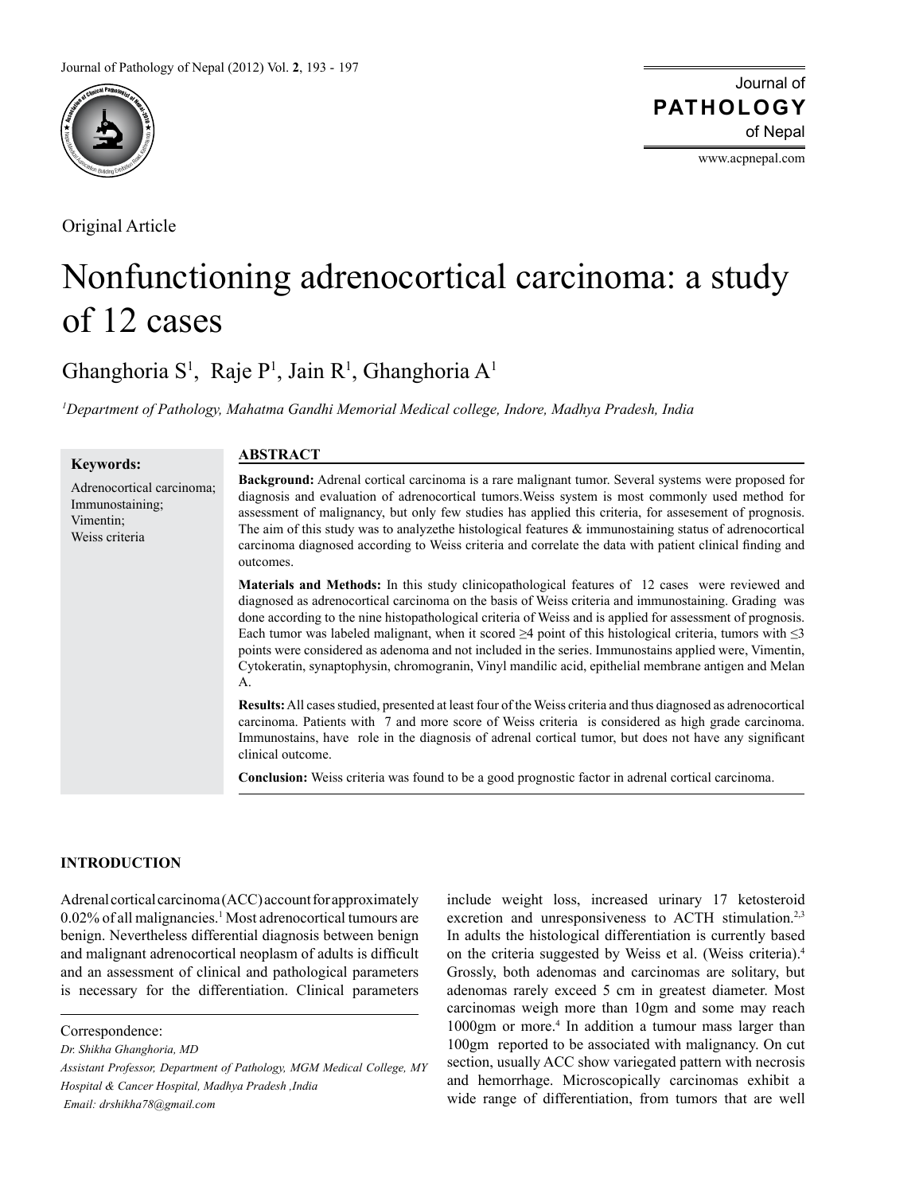Original Article

# Nonfunctioning adrenocortical carcinoma: a study of 12 cases

Ghanghoria S[1], Raje P[1], Jain R[1], Ghanghoria A[1]

[1]*Department of Pathology, Mahatma Gandhi Memorial Medical college, Indore, Madhya Pradesh, India*

**Keywords:**

Adrenocortical carcinoma; Immunostaining; Vimentin; Weiss criteria

## ABSTRACT

**Background:** Adrenal cortical carcinoma is a rare malignant tumor. Several systems were proposed for diagnosis and evaluation of adrenocortical tumors.Weiss system is most commonly used method for assessment of malignancy, but only few studies has applied this criteria, for assesement of prognosis. The aim of this study was to analyzethe histological features & immunostaining status of adrenocortical carcinoma diagnosed according to Weiss criteria and correlate the data with patient clinical finding and outcomes.

**Materials and Methods:** In this study clinicopathological features of 12 cases were reviewed and diagnosed as adrenocortical carcinoma on the basis of Weiss criteria and immunostaining. Grading was done according to the nine histopathological criteria of Weiss and is applied for assessment of prognosis. Each tumor was labeled malignant, when it scored ≥4 point of this histological criteria, tumors with ≤3 points were considered as adenoma and not included in the series. Immunostains applied were, Vimentin, Cytokeratin, synaptophysin, chromogranin, Vinyl mandilic acid, epithelial membrane antigen and Melan A.

**Results:** All cases studied, presented at least four of the Weiss criteria and thus diagnosed as adrenocortical carcinoma. Patients with 7 and more score of Weiss criteria is considered as high grade carcinoma. Immunostains, have role in the diagnosis of adrenal cortical tumor, but does not have any significant clinical outcome.

**Conclusion:** Weiss criteria was found to be a good prognostic factor in adrenal cortical carcinoma.

## INTRODUCTION

Adrenal cortical carcinoma (ACC) account for approximately 0.02% of all malignancies.[1] Most adrenocortical tumours are benign. Nevertheless differential diagnosis between benign and malignant adrenocortical neoplasm of adults is difficult and an assessment of clinical and pathological parameters is necessary for the differentiation. Clinical parameters include weight loss, increased urinary 17 ketosteroid excretion and unresponsiveness to ACTH stimulation.[2,3] In adults the histological differentiation is currently based on the criteria suggested by Weiss et al. (Weiss criteria).[4] Grossly, both adenomas and carcinomas are solitary, but adenomas rarely exceed 5 cm in greatest diameter. Most carcinomas weigh more than 10gm and some may reach 1000gm or more.[4] In addition a tumour mass larger than 100gm reported to be associated with malignancy. On cut section, usually ACC show variegated pattern with necrosis and hemorrhage. Microscopically carcinomas exhibit a wide range of differentiation, from tumors that are well

Correspondence:

*Dr. Shikha Ghanghoria, MD*

*Assistant Professor, Department of Pathology, MGM Medical College, MY Hospital & Cancer Hospital, Madhya Pradesh ,India*

*Email: drshikha78@gmail.com*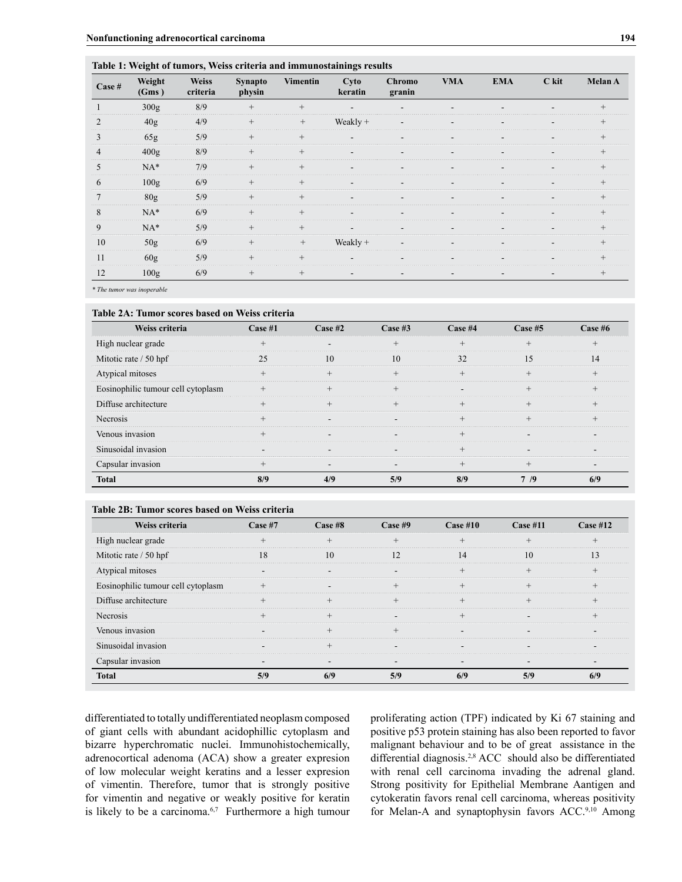**Table 1: Weight of tumors, Weiss criteria and immunostainings results**

| Case # | Weight (Gms ) | Weiss criteria | Synapto physin | Vimentin | Cyto keratin | Chromo granin | VMA | EMA | C kit | Melan A |
|---|---|---|---|---|---|---|---|---|---|---|
| 1 | 300g | 8/9 | + | + | - | - | - | - | - | + |
| 2 | 40g | 4/9 | + | + | Weakly + | - | - | - | - | + |
| 3 | 65g | 5/9 | + | + | - | - | - | - | - | + |
| 4 | 400g | 8/9 | + | + | - | - | - | - | - | + |
| 5 | NA* | 7/9 | + | + | - | - | - | - | - | + |
| 6 | 100g | 6/9 | + | + | - | - | - | - | - | + |
| 7 | 80g | 5/9 | + | + | - | - | - | - | - | + |
| 8 | NA* | 6/9 | + | + | - | - | - | - | - | + |
| 9 | NA* | 5/9 | + | + | - | - | - | - | - | + |
| 10 | 50g | 6/9 | + | + | Weakly + | - | - | - | - | + |
| 11 | 60g | 5/9 | + | + | - | - | - | - | - | + |
| 12 | 100g | 6/9 | + | + | - | - | - | - | - | + |

*\* The tumor was inoperable*

**Table 2A: Tumor scores based on Weiss criteria**

| Weiss criteria | Case #1 | Case #2 | Case #3 | Case #4 | Case #5 | Case #6 |
|---|---|---|---|---|---|---|
| High nuclear grade | + | - | + | + | + | + |
| Mitotic rate / 50 hpf | 25 | 10 | 10 | 32 | 15 | 14 |
| Atypical mitoses | + | + | + | + | + | + |
| Eosinophilic tumour cell cytoplasm | + | + | + | - | + | + |
| Diffuse architecture | + | + | + | + | + | + |
| Necrosis | + | - | - | + | + | + |
| Venous invasion | + | - | - | + | - | - |
| Sinusoidal invasion | - | - | - | + | - | - |
| Capsular invasion | + | - | - | + | + | - |
| **Total** | **8/9** | **4/9** | **5/9** | **8/9** | **7 /9** | **6/9** |

**Table 2B: Tumor scores based on Weiss criteria**

| Weiss criteria | Case #7 | Case #8 | Case #9 | Case #10 | Case #11 | Case #12 |
|---|---|---|---|---|---|---|
| High nuclear grade | + | + | + | + | + | + |
| Mitotic rate / 50 hpf | 18 | 10 | 12 | 14 | 10 | 13 |
| Atypical mitoses | - | - | - | + | + | + |
| Eosinophilic tumour cell cytoplasm | + | - | + | + | + | + |
| Diffuse architecture | + | + | + | + | + | + |
| Necrosis | + | + | - | + | - | + |
| Venous invasion | - | + | + | - | - | - |
| Sinusoidal invasion | - | + | - | - | - | - |
| Capsular invasion | - | - | - | - | - | - |
| **Total** | **5/9** | **6/9** | **5/9** | **6/9** | **5/9** | **6/9** |

differentiated to totally undifferentiated neoplasm composed of giant cells with abundant acidophillic cytoplasm and bizarre hyperchromatic nuclei. Immunohistochemically, adrenocortical adenoma (ACA) show a greater expresion of low molecular weight keratins and a lesser expresion of vimentin. Therefore, tumor that is strongly positive for vimentin and negative or weakly positive for keratin is likely to be a carcinoma.[6,7] Furthermore a high tumour proliferating action (TPF) indicated by Ki 67 staining and positive p53 protein staining has also been reported to favor malignant behaviour and to be of great assistance in the differential diagnosis.[2,8] ACC should also be differentiated with renal cell carcinoma invading the adrenal gland. Strong positivity for Epithelial Membrane Aantigen and cytokeratin favors renal cell carcinoma, whereas positivity for Melan-A and synaptophysin favors ACC.[9,10] Among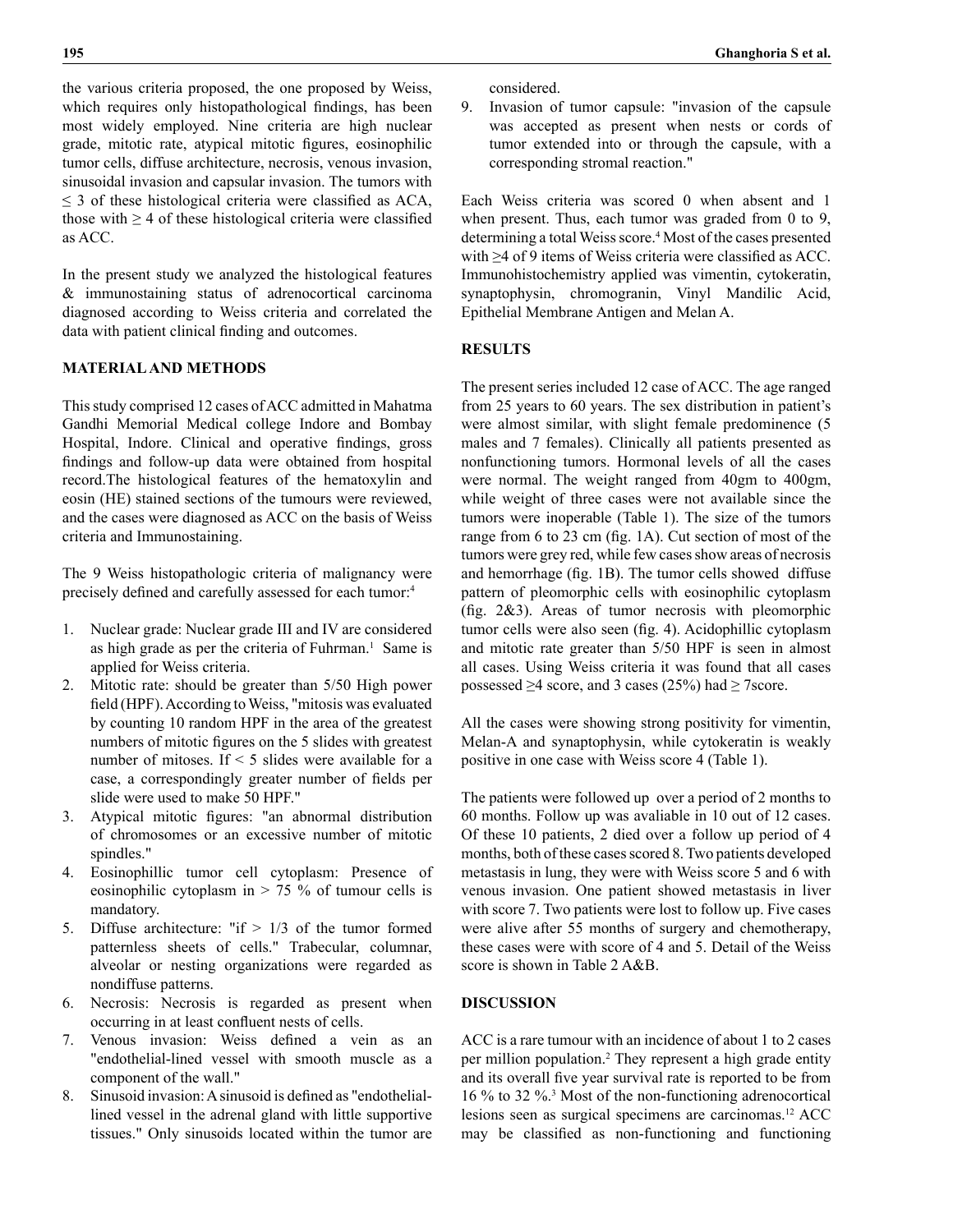the various criteria proposed, the one proposed by Weiss, which requires only histopathological findings, has been most widely employed. Nine criteria are high nuclear grade, mitotic rate, atypical mitotic figures, eosinophilic tumor cells, diffuse architecture, necrosis, venous invasion, sinusoidal invasion and capsular invasion. The tumors with ≤ 3 of these histological criteria were classified as ACA, those with ≥ 4 of these histological criteria were classified as ACC.

In the present study we analyzed the histological features & immunostaining status of adrenocortical carcinoma diagnosed according to Weiss criteria and correlated the data with patient clinical finding and outcomes.

## MATERIAL AND METHODS

This study comprised 12 cases of ACC admitted in Mahatma Gandhi Memorial Medical college Indore and Bombay Hospital, Indore. Clinical and operative findings, gross findings and follow-up data were obtained from hospital record.The histological features of the hematoxylin and eosin (HE) stained sections of the tumours were reviewed, and the cases were diagnosed as ACC on the basis of Weiss criteria and Immunostaining.

The 9 Weiss histopathologic criteria of malignancy were precisely defined and carefully assessed for each tumor:[4]

1. Nuclear grade: Nuclear grade III and IV are considered as high grade as per the criteria of Fuhrman.[1] Same is applied for Weiss criteria.
2. Mitotic rate: should be greater than 5/50 High power field (HPF). According to Weiss, "mitosis was evaluated by counting 10 random HPF in the area of the greatest numbers of mitotic figures on the 5 slides with greatest number of mitoses. If < 5 slides were available for a case, a correspondingly greater number of fields per slide were used to make 50 HPF."
3. Atypical mitotic figures: "an abnormal distribution of chromosomes or an excessive number of mitotic spindles."
4. Eosinophillic tumor cell cytoplasm: Presence of eosinophilic cytoplasm in > 75 % of tumour cells is mandatory.
5. Diffuse architecture: "if > 1/3 of the tumor formed patternless sheets of cells." Trabecular, columnar, alveolar or nesting organizations were regarded as nondiffuse patterns.
6. Necrosis: Necrosis is regarded as present when occurring in at least confluent nests of cells.
7. Venous invasion: Weiss defined a vein as an "endothelial-lined vessel with smooth muscle as a component of the wall."
8. Sinusoid invasion: A sinusoid is defined as "endothelial-lined vessel in the adrenal gland with little supportive tissues." Only sinusoids located within the tumor are considered.
9. Invasion of tumor capsule: "invasion of the capsule was accepted as present when nests or cords of tumor extended into or through the capsule, with a corresponding stromal reaction."

Each Weiss criteria was scored 0 when absent and 1 when present. Thus, each tumor was graded from 0 to 9, determining a total Weiss score.[4] Most of the cases presented with ≥4 of 9 items of Weiss criteria were classified as ACC. Immunohistochemistry applied was vimentin, cytokeratin, synaptophysin, chromogranin, Vinyl Mandilic Acid, Epithelial Membrane Antigen and Melan A.

## RESULTS

The present series included 12 case of ACC. The age ranged from 25 years to 60 years. The sex distribution in patient's were almost similar, with slight female predominence (5 males and 7 females). Clinically all patients presented as nonfunctioning tumors. Hormonal levels of all the cases were normal. The weight ranged from 40gm to 400gm, while weight of three cases were not available since the tumors were inoperable (Table 1). The size of the tumors range from 6 to 23 cm (fig. 1A). Cut section of most of the tumors were grey red, while few cases show areas of necrosis and hemorrhage (fig. 1B). The tumor cells showed diffuse pattern of pleomorphic cells with eosinophilic cytoplasm (fig. 2&3). Areas of tumor necrosis with pleomorphic tumor cells were also seen (fig. 4). Acidophillic cytoplasm and mitotic rate greater than 5/50 HPF is seen in almost all cases. Using Weiss criteria it was found that all cases possessed ≥4 score, and 3 cases (25%) had ≥ 7score.

All the cases were showing strong positivity for vimentin, Melan-A and synaptophysin, while cytokeratin is weakly positive in one case with Weiss score 4 (Table 1).

The patients were followed up over a period of 2 months to 60 months. Follow up was avaliable in 10 out of 12 cases. Of these 10 patients, 2 died over a follow up period of 4 months, both of these cases scored 8. Two patients developed metastasis in lung, they were with Weiss score 5 and 6 with venous invasion. One patient showed metastasis in liver with score 7. Two patients were lost to follow up. Five cases were alive after 55 months of surgery and chemotherapy, these cases were with score of 4 and 5. Detail of the Weiss score is shown in Table 2 A&B.

## DISCUSSION

ACC is a rare tumour with an incidence of about 1 to 2 cases per million population.[2] They represent a high grade entity and its overall five year survival rate is reported to be from 16 % to 32 %.[3] Most of the non-functioning adrenocortical lesions seen as surgical specimens are carcinomas.[12] ACC may be classified as non-functioning and functioning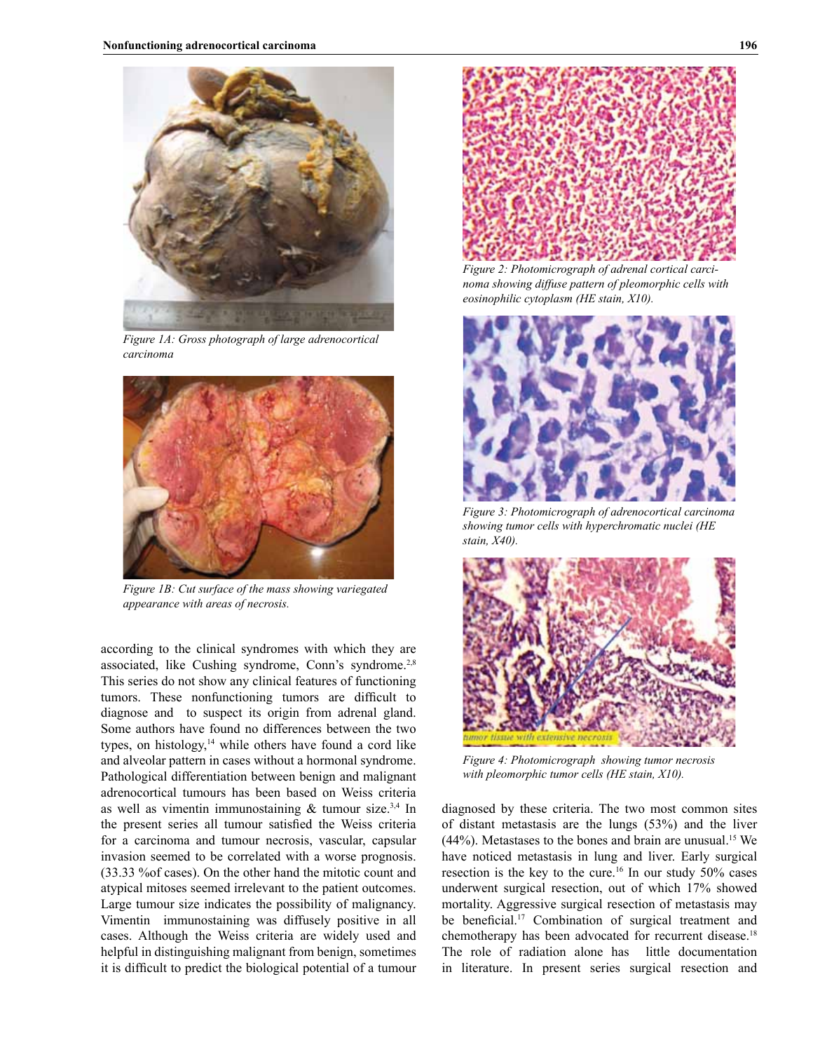Figure 1A: Gross photograph of large adrenocortical carcinoma

Figure 1B: Cut surface of the mass showing variegated appearance with areas of necrosis.

Figure 2: Photomicrograph of adrenal cortical carcinoma showing diffuse pattern of pleomorphic cells with eosinophilic cytoplasm (HE stain, X10).

Figure 3: Photomicrograph of adrenocortical carcinoma showing tumor cells with hyperchromatic nuclei (HE stain, X40).

tumor tissue with extensive necrosis

Figure 4: Photomicrograph showing tumor necrosis with pleomorphic tumor cells (HE stain, X10).

according to the clinical syndromes with which they are associated, like Cushing syndrome, Conn's syndrome.[2,8] This series do not show any clinical features of functioning tumors. These nonfunctioning tumors are difficult to diagnose and to suspect its origin from adrenal gland. Some authors have found no differences between the two types, on histology,[14] while others have found a cord like and alveolar pattern in cases without a hormonal syndrome. Pathological differentiation between benign and malignant adrenocortical tumours has been based on Weiss criteria as well as vimentin immunostaining & tumour size.[3,4] In the present series all tumour satisfied the Weiss criteria for a carcinoma and tumour necrosis, vascular, capsular invasion seemed to be correlated with a worse prognosis. (33.33 %of cases). On the other hand the mitotic count and atypical mitoses seemed irrelevant to the patient outcomes. Large tumour size indicates the possibility of malignancy. Vimentin immunostaining was diffusely positive in all cases. Although the Weiss criteria are widely used and helpful in distinguishing malignant from benign, sometimes it is difficult to predict the biological potential of a tumour diagnosed by these criteria. The two most common sites of distant metastasis are the lungs (53%) and the liver (44%). Metastases to the bones and brain are unusual.[15] We have noticed metastasis in lung and liver. Early surgical resection is the key to the cure.[16] In our study 50% cases underwent surgical resection, out of which 17% showed mortality. Aggressive surgical resection of metastasis may be beneficial.[17] Combination of surgical treatment and chemotherapy has been advocated for recurrent disease.[18] The role of radiation alone has little documentation in literature. In present series surgical resection and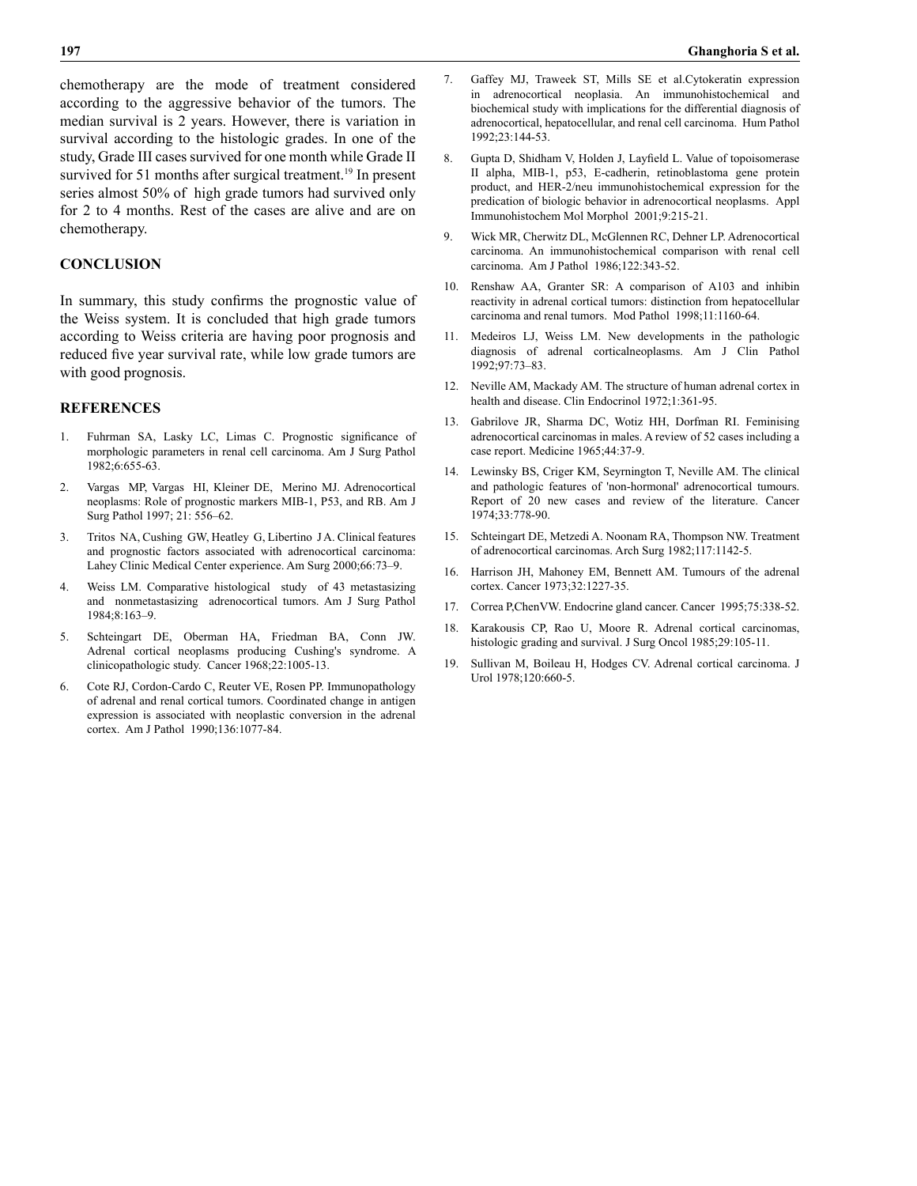chemotherapy are the mode of treatment considered according to the aggressive behavior of the tumors. The median survival is 2 years. However, there is variation in survival according to the histologic grades. In one of the study, Grade III cases survived for one month while Grade II survived for 51 months after surgical treatment.[19] In present series almost 50% of high grade tumors had survived only for 2 to 4 months. Rest of the cases are alive and are on chemotherapy.

## CONCLUSION

In summary, this study confirms the prognostic value of the Weiss system. It is concluded that high grade tumors according to Weiss criteria are having poor prognosis and reduced five year survival rate, while low grade tumors are with good prognosis.

## REFERENCES

1. Fuhrman SA, Lasky LC, Limas C. Prognostic significance of morphologic parameters in renal cell carcinoma. Am J Surg Pathol 1982;6:655-63.
2. Vargas MP, Vargas HI, Kleiner DE, Merino MJ. Adrenocortical neoplasms: Role of prognostic markers MIB-1, P53, and RB. Am J Surg Pathol 1997; 21: 556–62.
3. Tritos NA, Cushing GW, Heatley G, Libertino J A. Clinical features and prognostic factors associated with adrenocortical carcinoma: Lahey Clinic Medical Center experience. Am Surg 2000;66:73–9.
4. Weiss LM. Comparative histological study of 43 metastasizing and nonmetastasizing adrenocortical tumors. Am J Surg Pathol 1984;8:163–9.
5. Schteingart DE, Oberman HA, Friedman BA, Conn JW. Adrenal cortical neoplasms producing Cushing's syndrome. A clinicopathologic study. Cancer 1968;22:1005-13.
6. Cote RJ, Cordon-Cardo C, Reuter VE, Rosen PP. Immunopathology of adrenal and renal cortical tumors. Coordinated change in antigen expression is associated with neoplastic conversion in the adrenal cortex. Am J Pathol 1990;136:1077-84.
7. Gaffey MJ, Traweek ST, Mills SE et al.Cytokeratin expression in adrenocortical neoplasia. An immunohistochemical and biochemical study with implications for the differential diagnosis of adrenocortical, hepatocellular, and renal cell carcinoma. Hum Pathol 1992;23:144-53.
8. Gupta D, Shidham V, Holden J, Layfield L. Value of topoisomerase II alpha, MIB-1, p53, E-cadherin, retinoblastoma gene protein product, and HER-2/neu immunohistochemical expression for the predication of biologic behavior in adrenocortical neoplasms. Appl Immunohistochem Mol Morphol 2001;9:215-21.
9. Wick MR, Cherwitz DL, McGlennen RC, Dehner LP. Adrenocortical carcinoma. An immunohistochemical comparison with renal cell carcinoma. Am J Pathol 1986;122:343-52.
10. Renshaw AA, Granter SR: A comparison of A103 and inhibin reactivity in adrenal cortical tumors: distinction from hepatocellular carcinoma and renal tumors. Mod Pathol 1998;11:1160-64.
11. Medeiros LJ, Weiss LM. New developments in the pathologic diagnosis of adrenal corticalneoplasms. Am J Clin Pathol 1992;97:73–83.
12. Neville AM, Mackady AM. The structure of human adrenal cortex in health and disease. Clin Endocrinol 1972;1:361-95.
13. Gabrilove JR, Sharma DC, Wotiz HH, Dorfman RI. Feminising adrenocortical carcinomas in males. A review of 52 cases including a case report. Medicine 1965;44:37-9.
14. Lewinsky BS, Criger KM, Seyrnington T, Neville AM. The clinical and pathologic features of 'non-hormonal' adrenocortical tumours. Report of 20 new cases and review of the literature. Cancer 1974;33:778-90.
15. Schteingart DE, Metzedi A. Noonam RA, Thompson NW. Treatment of adrenocortical carcinomas. Arch Surg 1982;117:1142-5.
16. Harrison JH, Mahoney EM, Bennett AM. Tumours of the adrenal cortex. Cancer 1973;32:1227-35.
17. Correa P,ChenVW. Endocrine gland cancer. Cancer 1995;75:338-52.
18. Karakousis CP, Rao U, Moore R. Adrenal cortical carcinomas, histologic grading and survival. J Surg Oncol 1985;29:105-11.
19. Sullivan M, Boileau H, Hodges CV. Adrenal cortical carcinoma. J Urol 1978;120:660-5.